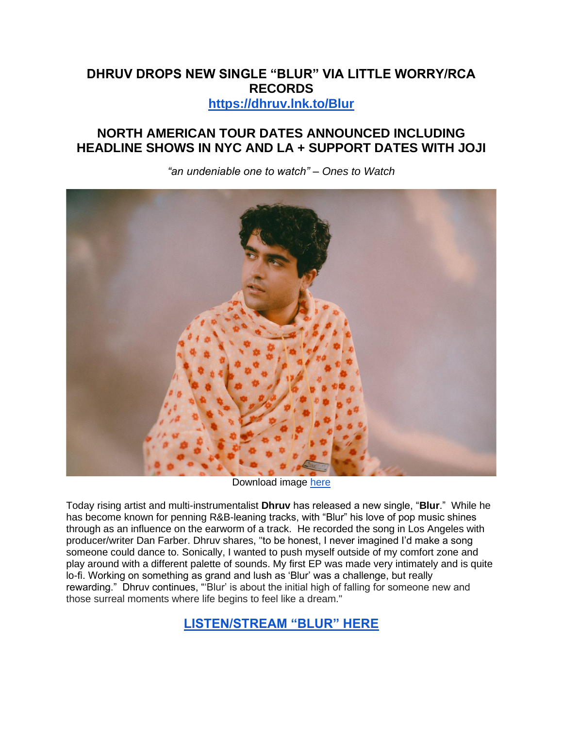# DHRUV DROPS NEW SINGLE "BLUR" VIA LITTLE WORRY/RCA RECORDS

**https://dhruv.lnk.to/Blur**

## NORTH AMERICAN TOUR DATES ANNOUNCED INCLUDING HEADLINE SHOWS IN NYC AND LA + SUPPORT DATES WITH JOJI

*"an undeniable one to watch" – Ones to Watch*

Download image here

Today rising artist and multi-instrumentalist **Dhruv** has released a new single, "**Blur**." While he has become known for penning R&B-leaning tracks, with "Blur" his love of pop music shines through as an influence on the earworm of a track. He recorded the song in Los Angeles with producer/writer Dan Farber. Dhruv shares, "to be honest, I never imagined I'd make a song someone could dance to. Sonically, I wanted to push myself outside of my comfort zone and play around with a different palette of sounds. My first EP was made very intimately and is quite lo-fi. Working on something as grand and lush as 'Blur' was a challenge, but really rewarding." Dhruv continues, "'Blur' is about the initial high of falling for someone new and those surreal moments where life begins to feel like a dream."

**LISTEN/STREAM "BLUR" HERE**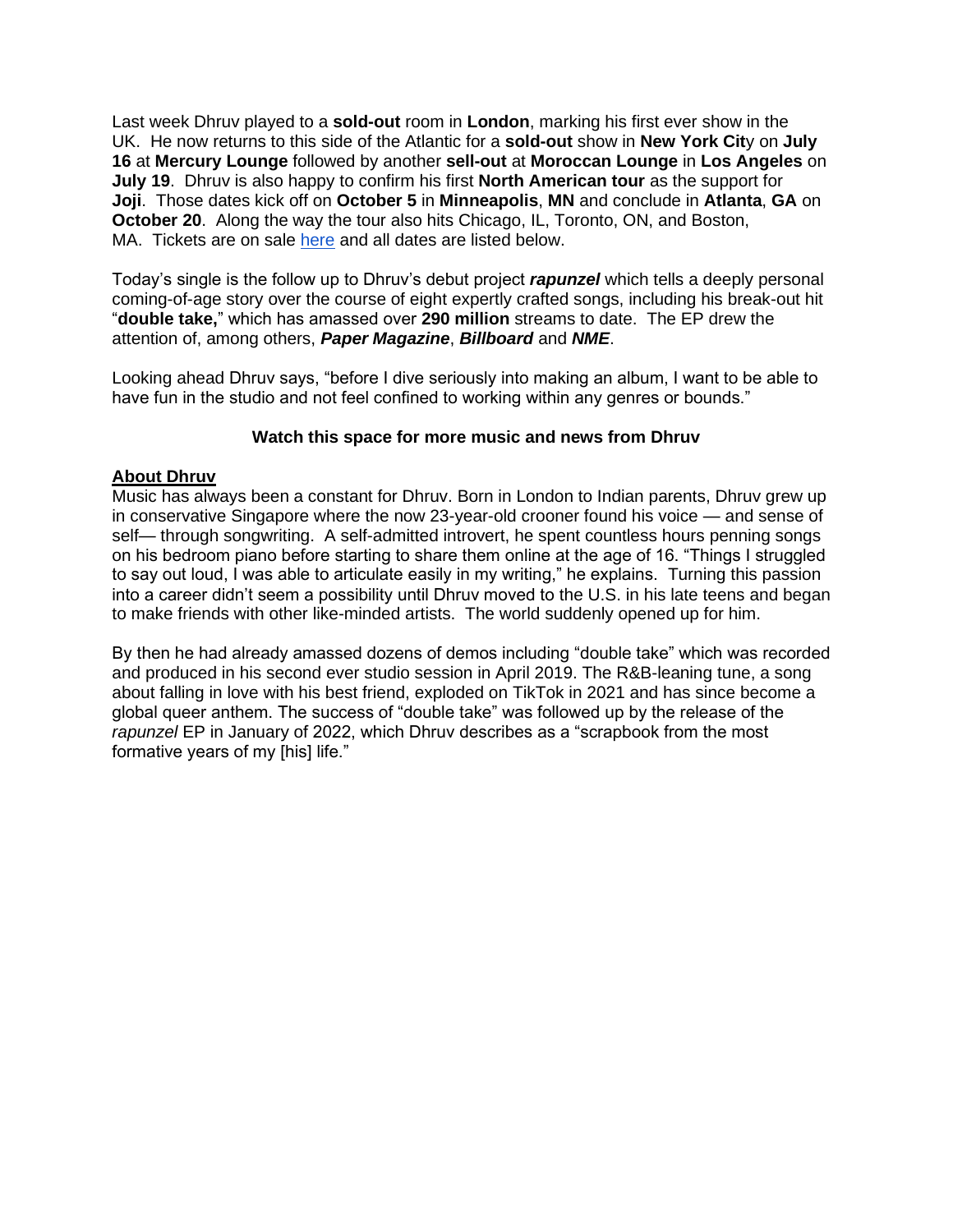Last week Dhruv played to a **sold-out** room in **London**, marking his first ever show in the UK. He now returns to this side of the Atlantic for a **sold-out** show in **New York Cit**y on **July 16** at **Mercury Lounge** followed by another **sell-out** at **Moroccan Lounge** in **Los Angeles** on **July 19**. Dhruv is also happy to confirm his first **North American tour** as the support for **Joji**. Those dates kick off on **October 5** in **Minneapolis**, **MN** and conclude in **Atlanta**, **GA** on **October 20**. Along the way the tour also hits Chicago, IL, Toronto, ON, and Boston, MA. Tickets are on sale [here]() and all dates are listed below.

Today's single is the follow up to Dhruv's debut project ***rapunzel*** which tells a deeply personal coming-of-age story over the course of eight expertly crafted songs, including his break-out hit "**double take,**" which has amassed over **290 million** streams to date. The EP drew the attention of, among others, ***Paper Magazine***, ***Billboard*** and ***NME***.

Looking ahead Dhruv says, "before I dive seriously into making an album, I want to be able to have fun in the studio and not feel confined to working within any genres or bounds."

**Watch this space for more music and news from Dhruv**

**About Dhruv**

Music has always been a constant for Dhruv. Born in London to Indian parents, Dhruv grew up in conservative Singapore where the now 23-year-old crooner found his voice — and sense of self— through songwriting. A self-admitted introvert, he spent countless hours penning songs on his bedroom piano before starting to share them online at the age of 16. "Things I struggled to say out loud, I was able to articulate easily in my writing," he explains. Turning this passion into a career didn't seem a possibility until Dhruv moved to the U.S. in his late teens and began to make friends with other like-minded artists. The world suddenly opened up for him.

By then he had already amassed dozens of demos including "double take" which was recorded and produced in his second ever studio session in April 2019. The R&B-leaning tune, a song about falling in love with his best friend, exploded on TikTok in 2021 and has since become a global queer anthem. The success of "double take" was followed up by the release of the *rapunzel* EP in January of 2022, which Dhruv describes as a "scrapbook from the most formative years of my [his] life."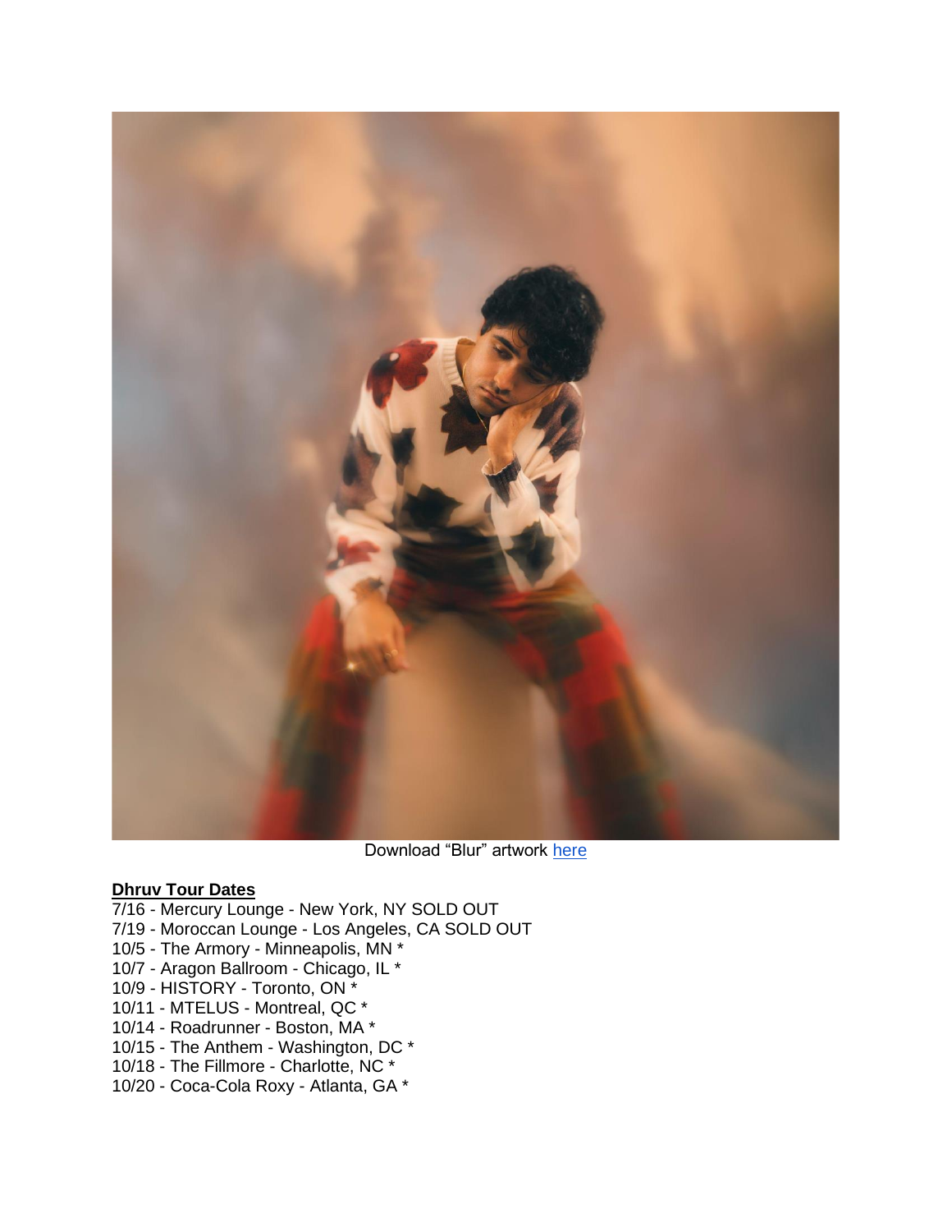Download “Blur” artwork here

**Dhruv Tour Dates**

7/16 - Mercury Lounge - New York, NY SOLD OUT
7/19 - Moroccan Lounge - Los Angeles, CA SOLD OUT
10/5 - The Armory - Minneapolis, MN *
10/7 - Aragon Ballroom - Chicago, IL *
10/9 - HISTORY - Toronto, ON *
10/11 - MTELUS - Montreal, QC *
10/14 - Roadrunner - Boston, MA *
10/15 - The Anthem - Washington, DC *
10/18 - The Fillmore - Charlotte, NC *
10/20 - Coca-Cola Roxy - Atlanta, GA *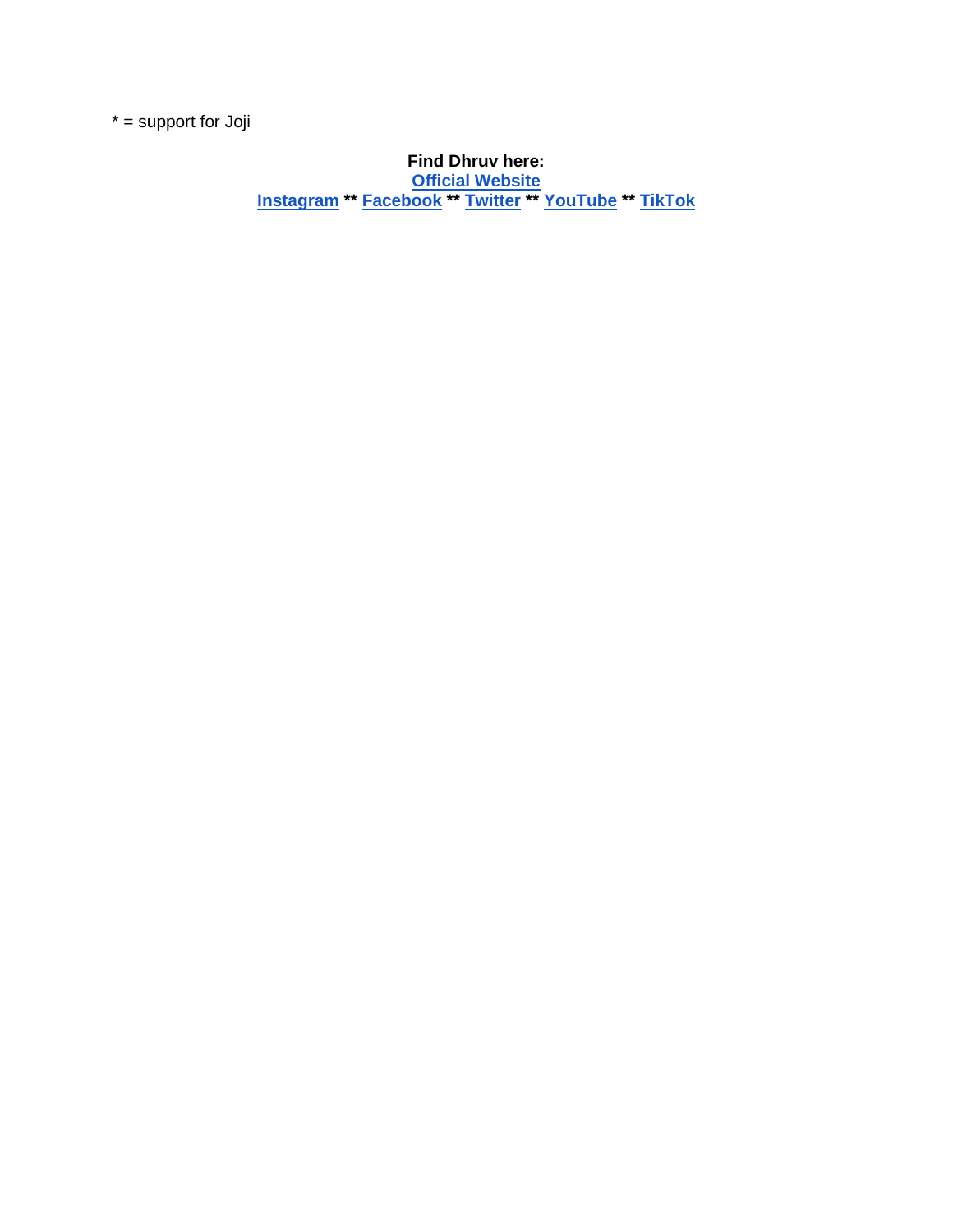* = support for Joji

**Find Dhruv here:**
**Official Website**
**Instagram** ** **Facebook** ** **Twitter** ** **YouTube** ** **TikTok**